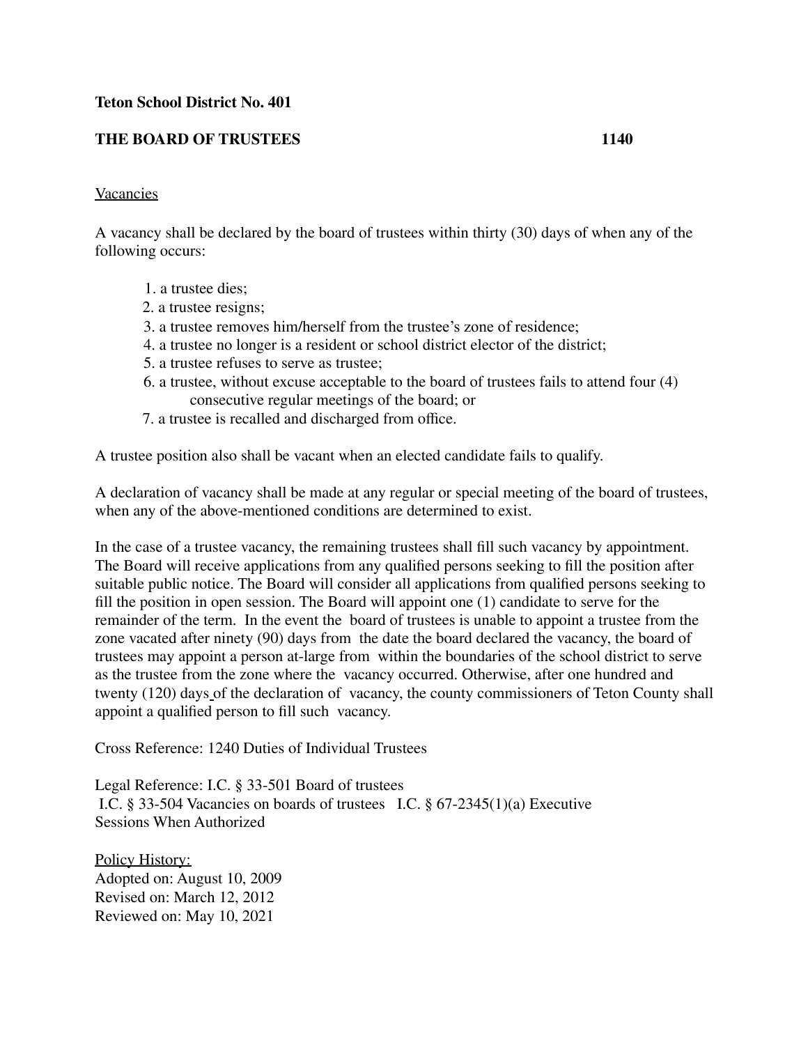**Teton School District No. 401**

**THE BOARD OF TRUSTEES 1140**

Vacancies

A vacancy shall be declared by the board of trustees within thirty (30) days of when any of the following occurs:

1. a trustee dies;
2. a trustee resigns;
3. a trustee removes him/herself from the trustee's zone of residence;
4. a trustee no longer is a resident or school district elector of the district;
5. a trustee refuses to serve as trustee;
6. a trustee, without excuse acceptable to the board of trustees fails to attend four (4) consecutive regular meetings of the board; or
7. a trustee is recalled and discharged from office.

A trustee position also shall be vacant when an elected candidate fails to qualify.

A declaration of vacancy shall be made at any regular or special meeting of the board of trustees, when any of the above-mentioned conditions are determined to exist.

In the case of a trustee vacancy, the remaining trustees shall fill such vacancy by appointment. The Board will receive applications from any qualified persons seeking to fill the position after suitable public notice. The Board will consider all applications from qualified persons seeking to fill the position in open session. The Board will appoint one (1) candidate to serve for the remainder of the term. In the event the board of trustees is unable to appoint a trustee from the zone vacated after ninety (90) days from the date the board declared the vacancy, the board of trustees may appoint a person at-large from within the boundaries of the school district to serve as the trustee from the zone where the vacancy occurred. Otherwise, after one hundred and twenty (120) days of the declaration of vacancy, the county commissioners of Teton County shall appoint a qualified person to fill such vacancy.

Cross Reference: 1240 Duties of Individual Trustees

Legal Reference: I.C. § 33-501 Board of trustees
I.C. § 33-504 Vacancies on boards of trustees I.C. § 67-2345(1)(a) Executive Sessions When Authorized

Policy History:
Adopted on: August 10, 2009
Revised on: March 12, 2012
Reviewed on: May 10, 2021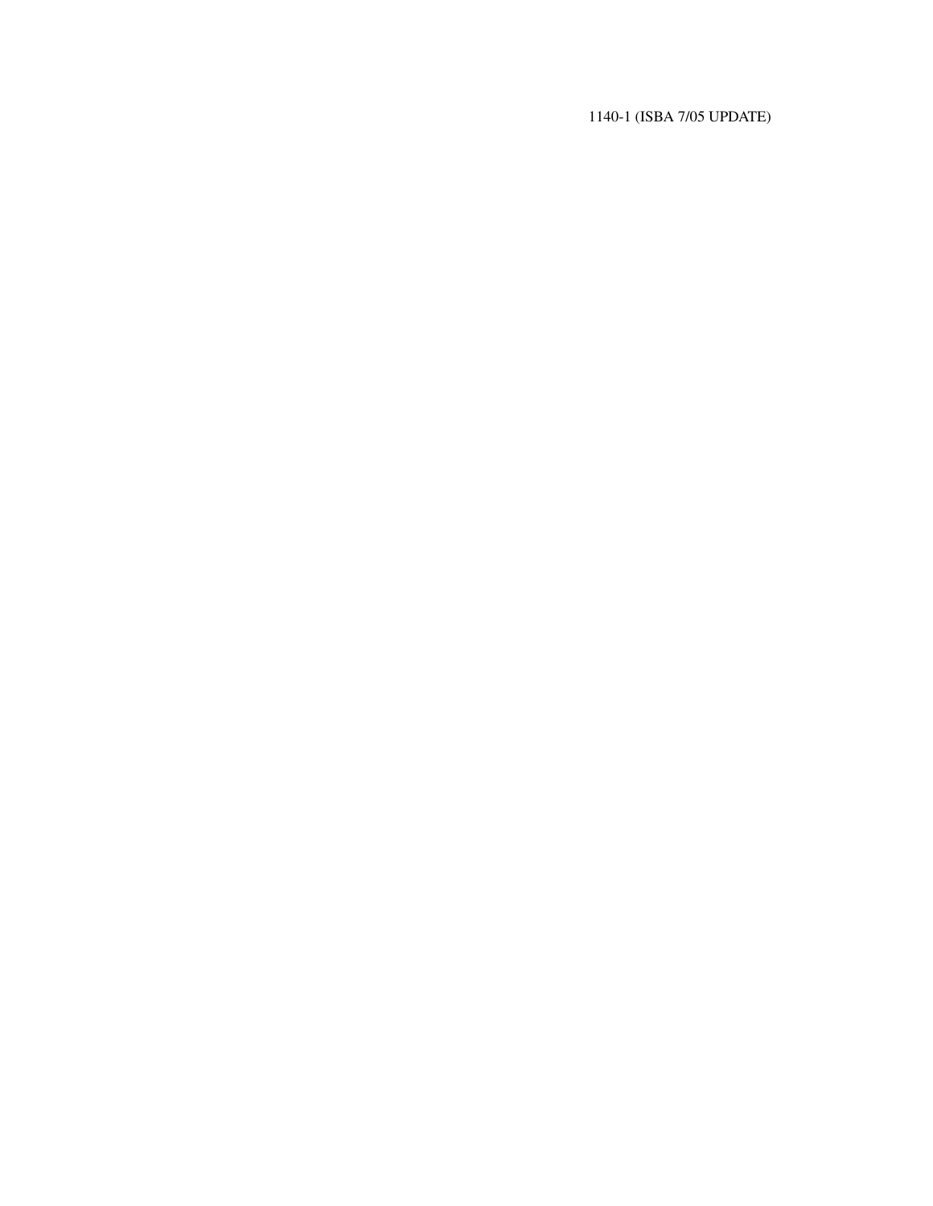1140-1 (ISBA 7/05 UPDATE)